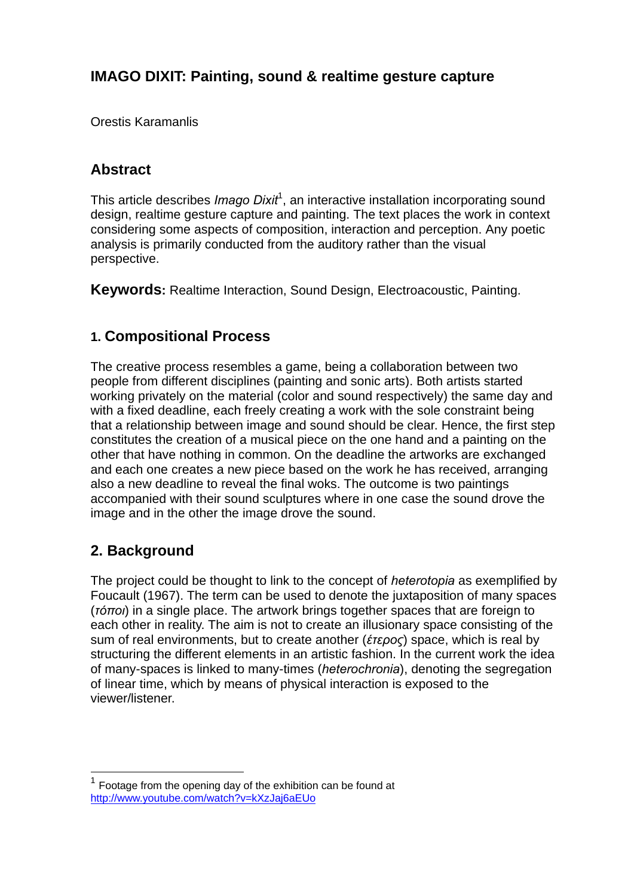# IMAGO DIXIT: Painting, sound & realtime gesture capture

Orestis Karamanlis

## Abstract

This article describes *Imago Dixit*[1], an interactive installation incorporating sound design, realtime gesture capture and painting. The text places the work in context considering some aspects of composition, interaction and perception. Any poetic analysis is primarily conducted from the auditory rather than the visual perspective.

**Keywords:** Realtime Interaction, Sound Design, Electroacoustic, Painting.

## 1. Compositional Process

The creative process resembles a game, being a collaboration between two people from different disciplines (painting and sonic arts). Both artists started working privately on the material (color and sound respectively) the same day and with a fixed deadline, each freely creating a work with the sole constraint being that a relationship between image and sound should be clear. Hence, the first step constitutes the creation of a musical piece on the one hand and a painting on the other that have nothing in common. On the deadline the artworks are exchanged and each one creates a new piece based on the work he has received, arranging also a new deadline to reveal the final woks. The outcome is two paintings accompanied with their sound sculptures where in one case the sound drove the image and in the other the image drove the sound.

## 2. Background

The project could be thought to link to the concept of *heterotopia* as exemplified by Foucault (1967). The term can be used to denote the juxtaposition of many spaces (*τόποι*) in a single place. The artwork brings together spaces that are foreign to each other in reality. The aim is not to create an illusionary space consisting of the sum of real environments, but to create another (*έτερος*) space, which is real by structuring the different elements in an artistic fashion. In the current work the idea of many-spaces is linked to many-times (*heterochronia*), denoting the segregation of linear time, which by means of physical interaction is exposed to the viewer/listener.

---

[1] Footage from the opening day of the exhibition can be found at http://www.youtube.com/watch?v=kXzJaj6aEUo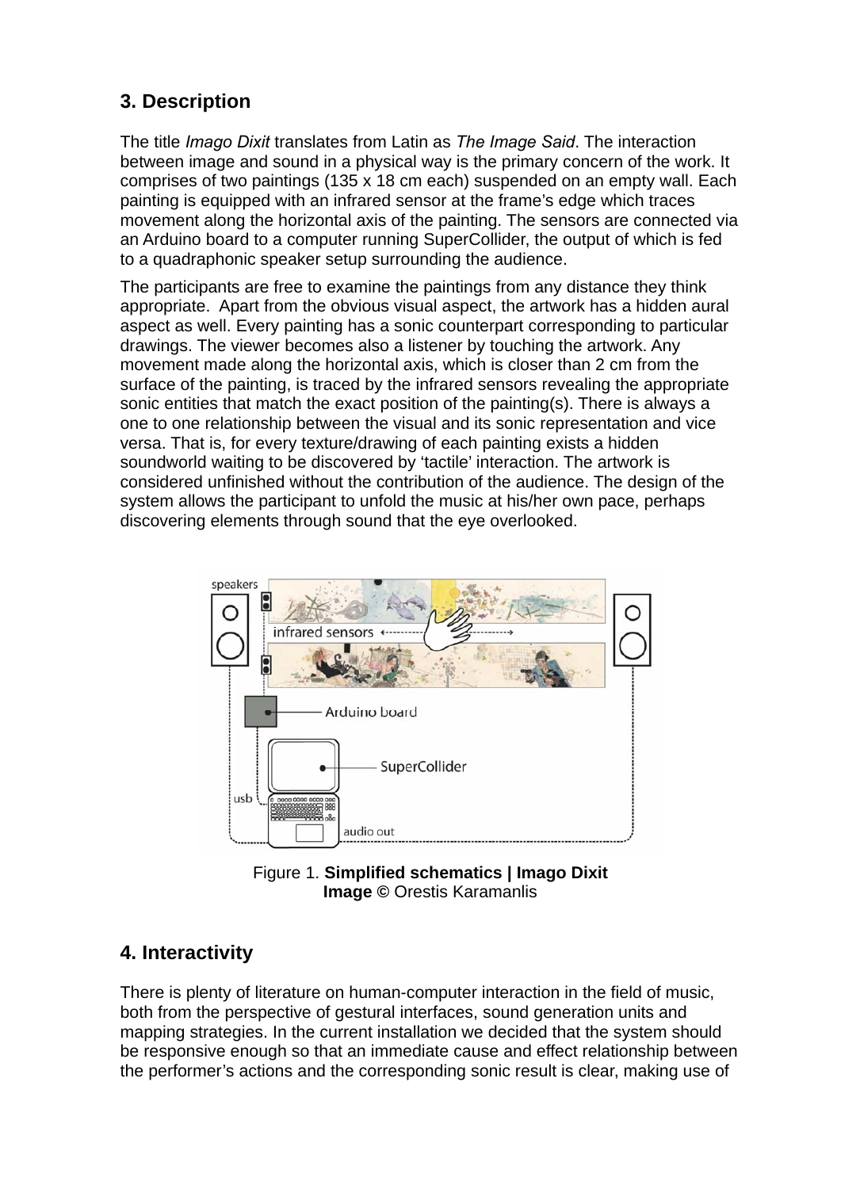## 3. Description

The title *Imago Dixit* translates from Latin as *The Image Said*. The interaction between image and sound in a physical way is the primary concern of the work. It comprises of two paintings (135 x 18 cm each) suspended on an empty wall. Each painting is equipped with an infrared sensor at the frame's edge which traces movement along the horizontal axis of the painting. The sensors are connected via an Arduino board to a computer running SuperCollider, the output of which is fed to a quadraphonic speaker setup surrounding the audience.

The participants are free to examine the paintings from any distance they think appropriate. Apart from the obvious visual aspect, the artwork has a hidden aural aspect as well. Every painting has a sonic counterpart corresponding to particular drawings. The viewer becomes also a listener by touching the artwork. Any movement made along the horizontal axis, which is closer than 2 cm from the surface of the painting, is traced by the infrared sensors revealing the appropriate sonic entities that match the exact position of the painting(s). There is always a one to one relationship between the visual and its sonic representation and vice versa. That is, for every texture/drawing of each painting exists a hidden soundworld waiting to be discovered by 'tactile' interaction. The artwork is considered unfinished without the contribution of the audience. The design of the system allows the participant to unfold the music at his/her own pace, perhaps discovering elements through sound that the eye overlooked.

Figure 1. **Simplified schematics | Imago Dixit**
**Image ©** Orestis Karamanlis

## 4. Interactivity

There is plenty of literature on human-computer interaction in the field of music, both from the perspective of gestural interfaces, sound generation units and mapping strategies. In the current installation we decided that the system should be responsive enough so that an immediate cause and effect relationship between the performer's actions and the corresponding sonic result is clear, making use of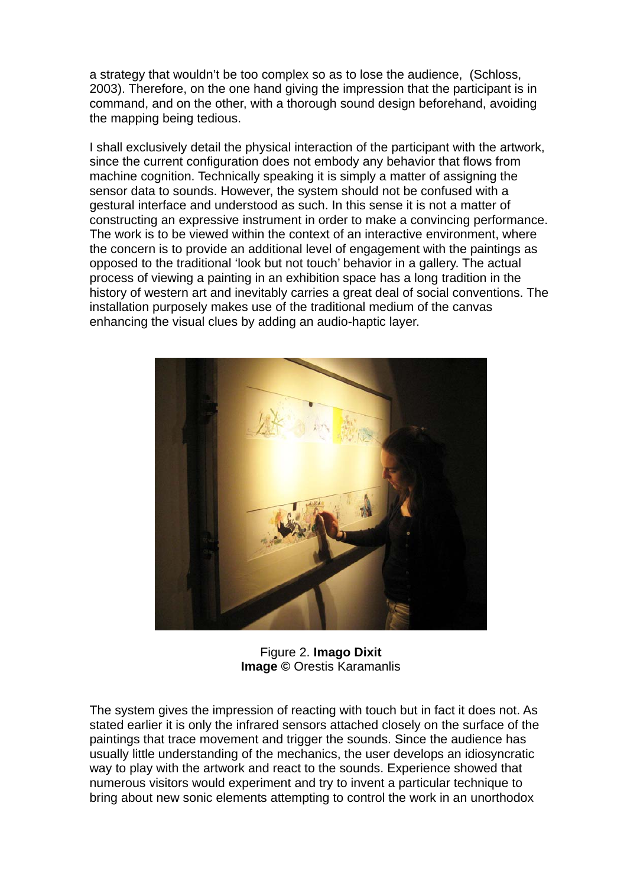a strategy that wouldn't be too complex so as to lose the audience, (Schloss, 2003). Therefore, on the one hand giving the impression that the participant is in command, and on the other, with a thorough sound design beforehand, avoiding the mapping being tedious.

I shall exclusively detail the physical interaction of the participant with the artwork, since the current configuration does not embody any behavior that flows from machine cognition. Technically speaking it is simply a matter of assigning the sensor data to sounds. However, the system should not be confused with a gestural interface and understood as such. In this sense it is not a matter of constructing an expressive instrument in order to make a convincing performance. The work is to be viewed within the context of an interactive environment, where the concern is to provide an additional level of engagement with the paintings as opposed to the traditional 'look but not touch' behavior in a gallery. The actual process of viewing a painting in an exhibition space has a long tradition in the history of western art and inevitably carries a great deal of social conventions. The installation purposely makes use of the traditional medium of the canvas enhancing the visual clues by adding an audio-haptic layer.

Figure 2. **Imago Dixit**
**Image** © Orestis Karamanlis

The system gives the impression of reacting with touch but in fact it does not. As stated earlier it is only the infrared sensors attached closely on the surface of the paintings that trace movement and trigger the sounds. Since the audience has usually little understanding of the mechanics, the user develops an idiosyncratic way to play with the artwork and react to the sounds. Experience showed that numerous visitors would experiment and try to invent a particular technique to bring about new sonic elements attempting to control the work in an unorthodox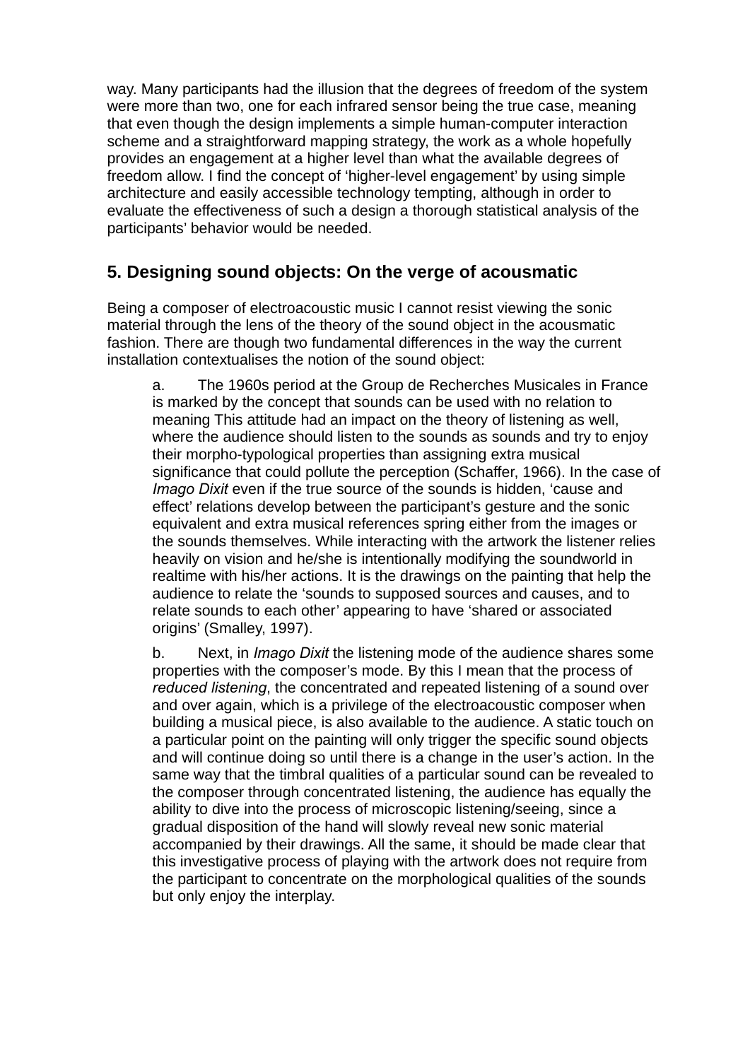way. Many participants had the illusion that the degrees of freedom of the system were more than two, one for each infrared sensor being the true case, meaning that even though the design implements a simple human-computer interaction scheme and a straightforward mapping strategy, the work as a whole hopefully provides an engagement at a higher level than what the available degrees of freedom allow. I find the concept of 'higher-level engagement' by using simple architecture and easily accessible technology tempting, although in order to evaluate the effectiveness of such a design a thorough statistical analysis of the participants' behavior would be needed.

## 5. Designing sound objects: On the verge of acousmatic

Being a composer of electroacoustic music I cannot resist viewing the sonic material through the lens of the theory of the sound object in the acousmatic fashion. There are though two fundamental differences in the way the current installation contextualises the notion of the sound object:

a. The 1960s period at the Group de Recherches Musicales in France is marked by the concept that sounds can be used with no relation to meaning This attitude had an impact on the theory of listening as well, where the audience should listen to the sounds as sounds and try to enjoy their morpho-typological properties than assigning extra musical significance that could pollute the perception (Schaffer, 1966). In the case of *Imago Dixit* even if the true source of the sounds is hidden, 'cause and effect' relations develop between the participant's gesture and the sonic equivalent and extra musical references spring either from the images or the sounds themselves. While interacting with the artwork the listener relies heavily on vision and he/she is intentionally modifying the soundworld in realtime with his/her actions. It is the drawings on the painting that help the audience to relate the 'sounds to supposed sources and causes, and to relate sounds to each other' appearing to have 'shared or associated origins' (Smalley, 1997).

b. Next, in *Imago Dixit* the listening mode of the audience shares some properties with the composer's mode. By this I mean that the process of *reduced listening*, the concentrated and repeated listening of a sound over and over again, which is a privilege of the electroacoustic composer when building a musical piece, is also available to the audience. A static touch on a particular point on the painting will only trigger the specific sound objects and will continue doing so until there is a change in the user's action. In the same way that the timbral qualities of a particular sound can be revealed to the composer through concentrated listening, the audience has equally the ability to dive into the process of microscopic listening/seeing, since a gradual disposition of the hand will slowly reveal new sonic material accompanied by their drawings. All the same, it should be made clear that this investigative process of playing with the artwork does not require from the participant to concentrate on the morphological qualities of the sounds but only enjoy the interplay.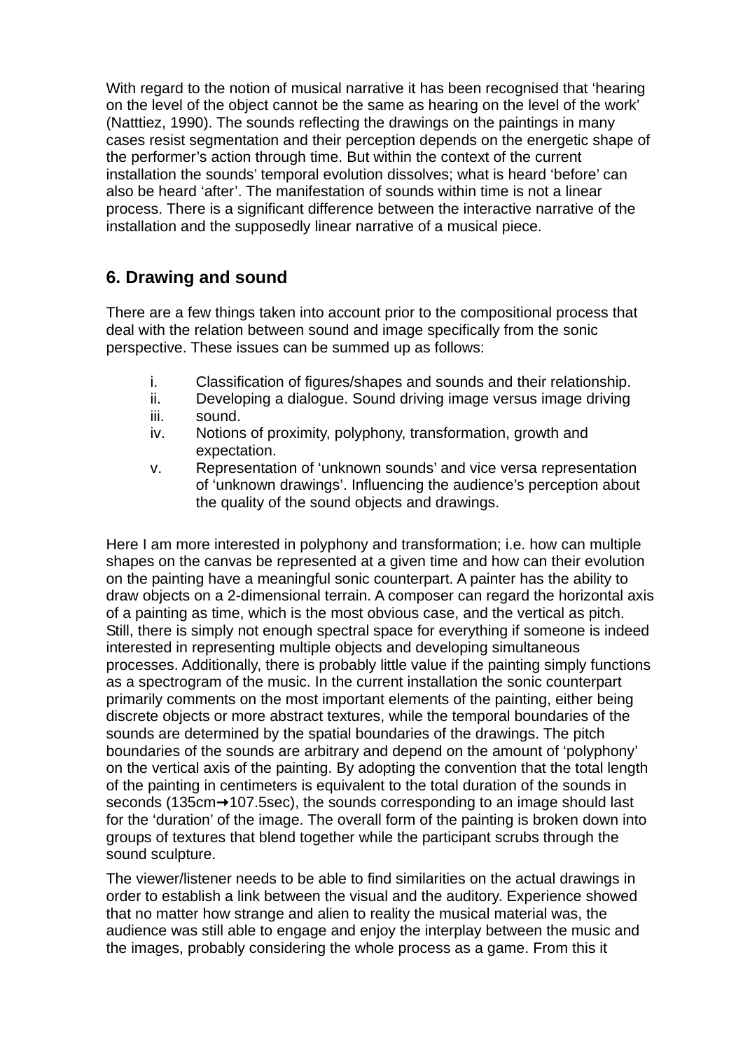With regard to the notion of musical narrative it has been recognised that ‘hearing on the level of the object cannot be the same as hearing on the level of the work’ (Natttiez, 1990). The sounds reflecting the drawings on the paintings in many cases resist segmentation and their perception depends on the energetic shape of the performer’s action through time. But within the context of the current installation the sounds’ temporal evolution dissolves; what is heard ‘before’ can also be heard ‘after’. The manifestation of sounds within time is not a linear process. There is a significant difference between the interactive narrative of the installation and the supposedly linear narrative of a musical piece.

## 6. Drawing and sound

There are a few things taken into account prior to the compositional process that deal with the relation between sound and image specifically from the sonic perspective. These issues can be summed up as follows:

i. Classification of figures/shapes and sounds and their relationship.
ii. Developing a dialogue. Sound driving image versus image driving
iii. sound.
iv. Notions of proximity, polyphony, transformation, growth and expectation.
v. Representation of ‘unknown sounds’ and vice versa representation of ‘unknown drawings’. Influencing the audience’s perception about the quality of the sound objects and drawings.

Here I am more interested in polyphony and transformation; i.e. how can multiple shapes on the canvas be represented at a given time and how can their evolution on the painting have a meaningful sonic counterpart. A painter has the ability to draw objects on a 2-dimensional terrain. A composer can regard the horizontal axis of a painting as time, which is the most obvious case, and the vertical as pitch. Still, there is simply not enough spectral space for everything if someone is indeed interested in representing multiple objects and developing simultaneous processes. Additionally, there is probably little value if the painting simply functions as a spectrogram of the music. In the current installation the sonic counterpart primarily comments on the most important elements of the painting, either being discrete objects or more abstract textures, while the temporal boundaries of the sounds are determined by the spatial boundaries of the drawings. The pitch boundaries of the sounds are arbitrary and depend on the amount of ‘polyphony’ on the vertical axis of the painting. By adopting the convention that the total length of the painting in centimeters is equivalent to the total duration of the sounds in seconds (135cm→107.5sec), the sounds corresponding to an image should last for the ‘duration’ of the image. The overall form of the painting is broken down into groups of textures that blend together while the participant scrubs through the sound sculpture.

The viewer/listener needs to be able to find similarities on the actual drawings in order to establish a link between the visual and the auditory. Experience showed that no matter how strange and alien to reality the musical material was, the audience was still able to engage and enjoy the interplay between the music and the images, probably considering the whole process as a game. From this it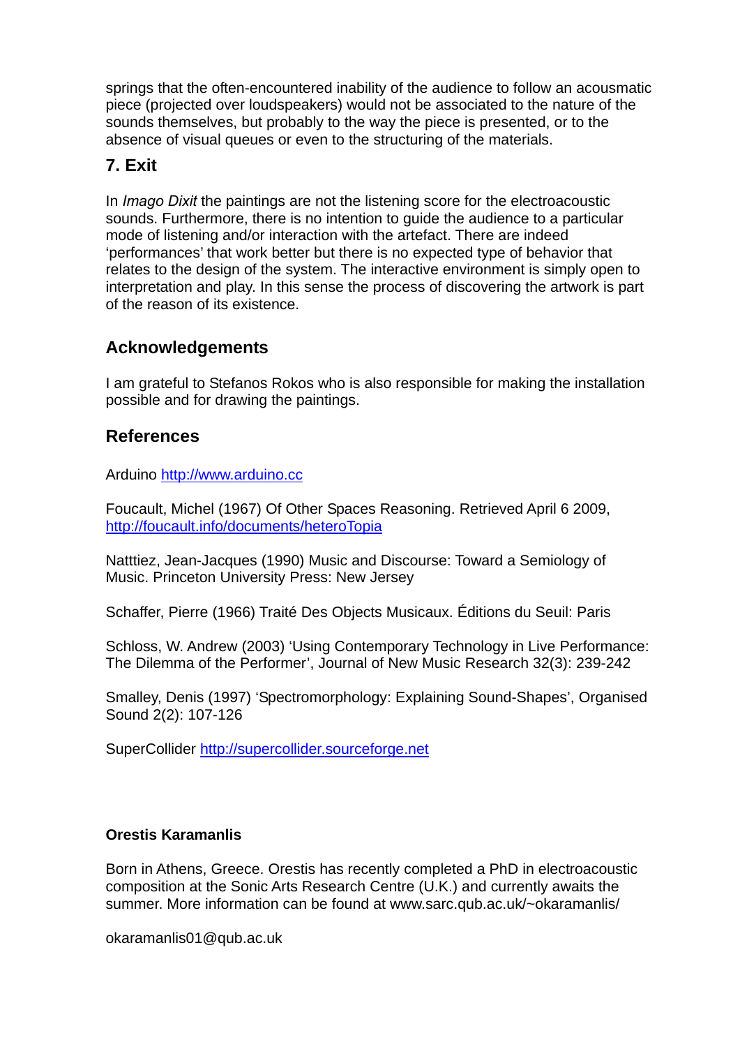springs that the often-encountered inability of the audience to follow an acousmatic piece (projected over loudspeakers) would not be associated to the nature of the sounds themselves, but probably to the way the piece is presented, or to the absence of visual queues or even to the structuring of the materials.

## 7. Exit

In *Imago Dixit* the paintings are not the listening score for the electroacoustic sounds. Furthermore, there is no intention to guide the audience to a particular mode of listening and/or interaction with the artefact. There are indeed 'performances' that work better but there is no expected type of behavior that relates to the design of the system. The interactive environment is simply open to interpretation and play. In this sense the process of discovering the artwork is part of the reason of its existence.

## Acknowledgements

I am grateful to Stefanos Rokos who is also responsible for making the installation possible and for drawing the paintings.

## References

Arduino http://www.arduino.cc

Foucault, Michel (1967) Of Other Spaces Reasoning. Retrieved April 6 2009, http://foucault.info/documents/heteroTopia

Natttiez, Jean-Jacques (1990) Music and Discourse: Toward a Semiology of Music. Princeton University Press: New Jersey

Schaffer, Pierre (1966) Traité Des Objects Musicaux. Éditions du Seuil: Paris

Schloss, W. Andrew (2003) 'Using Contemporary Technology in Live Performance: The Dilemma of the Performer', Journal of New Music Research 32(3): 239-242

Smalley, Denis (1997) 'Spectromorphology: Explaining Sound-Shapes', Organised Sound 2(2): 107-126

SuperCollider http://supercollider.sourceforge.net

**Orestis Karamanlis**

Born in Athens, Greece. Orestis has recently completed a PhD in electroacoustic composition at the Sonic Arts Research Centre (U.K.) and currently awaits the summer. More information can be found at www.sarc.qub.ac.uk/~okaramanlis/

okaramanlis01@qub.ac.uk